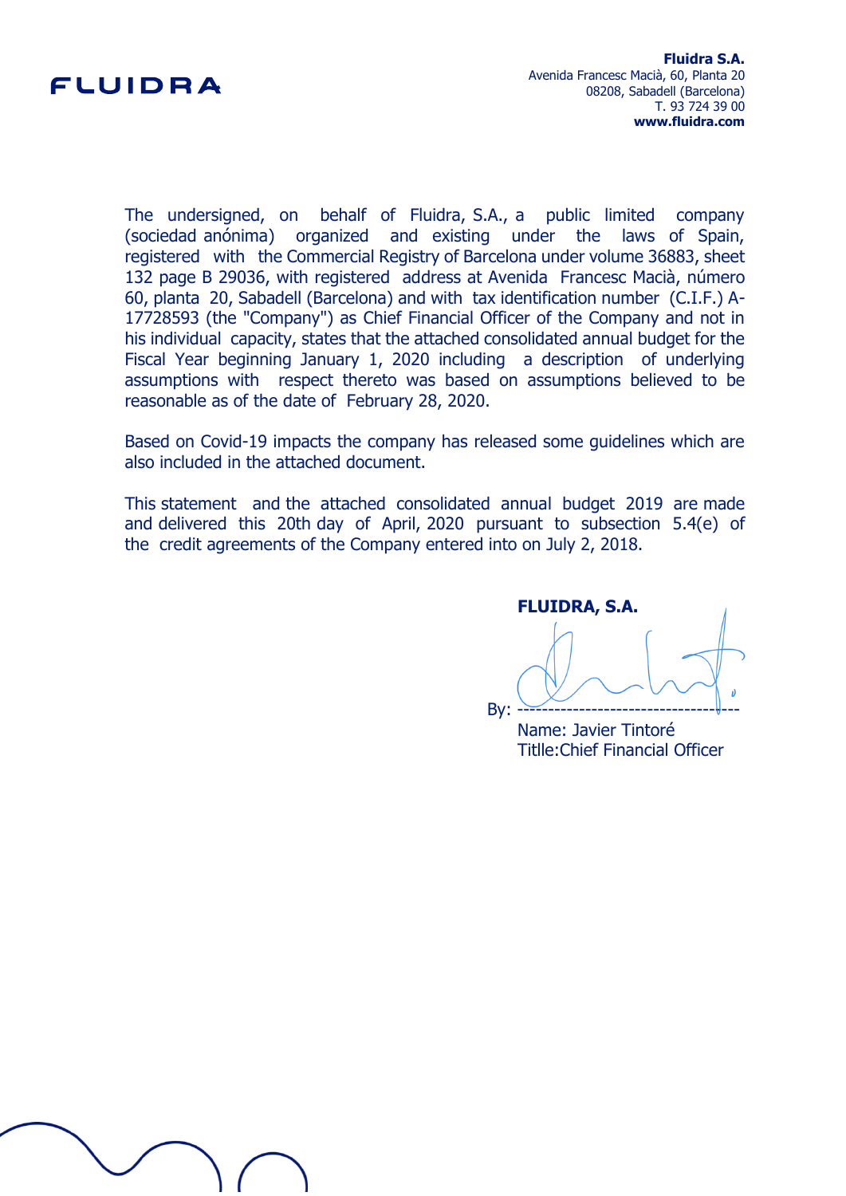FLUIDRA

**Fluidra S.A.**
Avenida Francesc Macià, 60, Planta 20
08208, Sabadell (Barcelona)
T. 93 724 39 00
**www.fluidra.com**

The undersigned, on behalf of Fluidra, S.A., a public limited company (sociedad anónima) organized and existing under the laws of Spain, registered with the Commercial Registry of Barcelona under volume 36883, sheet 132 page B 29036, with registered address at Avenida Francesc Macià, número 60, planta 20, Sabadell (Barcelona) and with tax identification number (C.I.F.) A-17728593 (the "Company") as Chief Financial Officer of the Company and not in his individual capacity, states that the attached consolidated annual budget for the Fiscal Year beginning January 1, 2020 including a description of underlying assumptions with respect thereto was based on assumptions believed to be reasonable as of the date of February 28, 2020.

Based on Covid-19 impacts the company has released some guidelines which are also included in the attached document.

This statement and the attached consolidated annual budget 2019 are made and delivered this 20th day of April, 2020 pursuant to subsection 5.4(e) of the credit agreements of the Company entered into on July 2, 2018.

**FLUIDRA, S.A.**

By: ----------------------------------

Name: Javier Tintoré
Titlle:Chief Financial Officer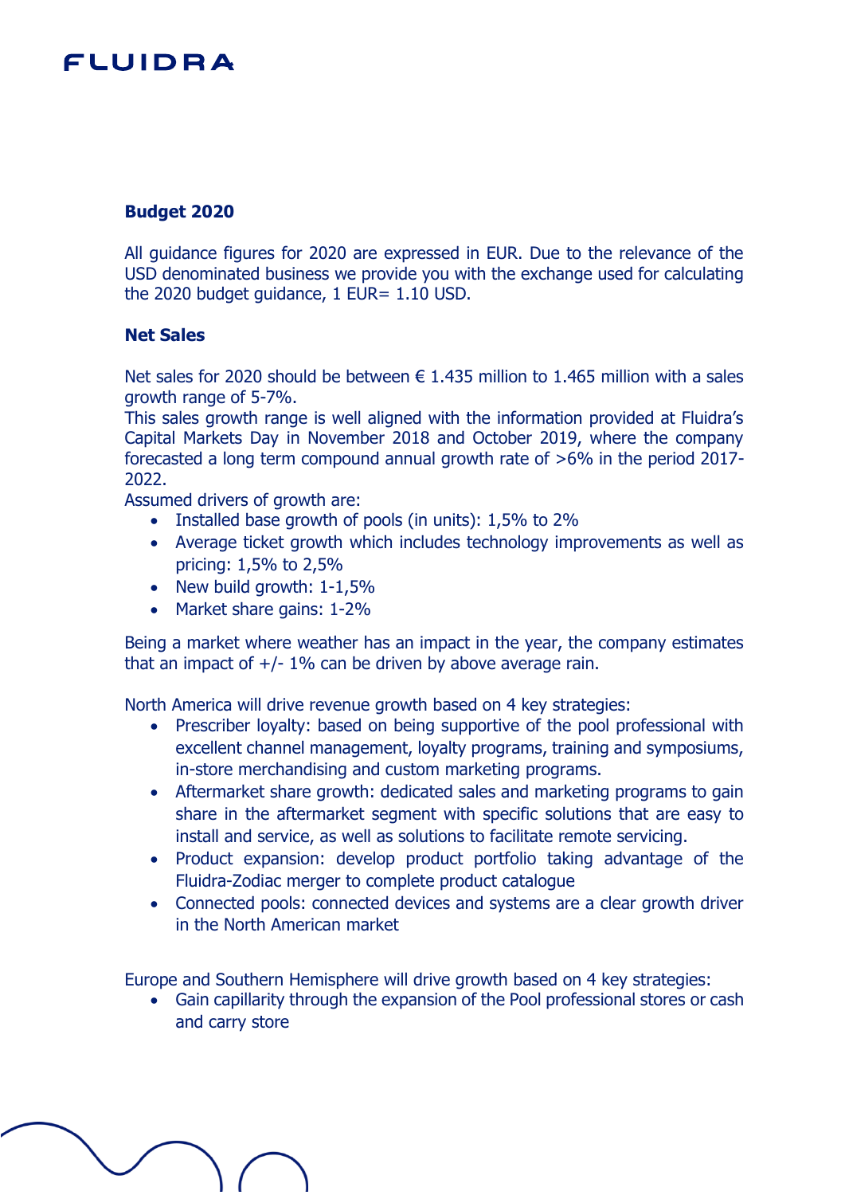### Budget 2020

All guidance figures for 2020 are expressed in EUR. Due to the relevance of the USD denominated business we provide you with the exchange used for calculating the 2020 budget guidance, 1 EUR= 1.10 USD.

### Net Sales

Net sales for 2020 should be between € 1.435 million to 1.465 million with a sales growth range of 5-7%.

This sales growth range is well aligned with the information provided at Fluidra's Capital Markets Day in November 2018 and October 2019, where the company forecasted a long term compound annual growth rate of >6% in the period 2017-2022.

Assumed drivers of growth are:

- Installed base growth of pools (in units): 1,5% to 2%
- Average ticket growth which includes technology improvements as well as pricing: 1,5% to 2,5%
- New build growth: 1-1,5%
- Market share gains: 1-2%

Being a market where weather has an impact in the year, the company estimates that an impact of +/- 1% can be driven by above average rain.

North America will drive revenue growth based on 4 key strategies:

- Prescriber loyalty: based on being supportive of the pool professional with excellent channel management, loyalty programs, training and symposiums, in-store merchandising and custom marketing programs.
- Aftermarket share growth: dedicated sales and marketing programs to gain share in the aftermarket segment with specific solutions that are easy to install and service, as well as solutions to facilitate remote servicing.
- Product expansion: develop product portfolio taking advantage of the Fluidra-Zodiac merger to complete product catalogue
- Connected pools: connected devices and systems are a clear growth driver in the North American market

Europe and Southern Hemisphere will drive growth based on 4 key strategies:

- Gain capillarity through the expansion of the Pool professional stores or cash and carry store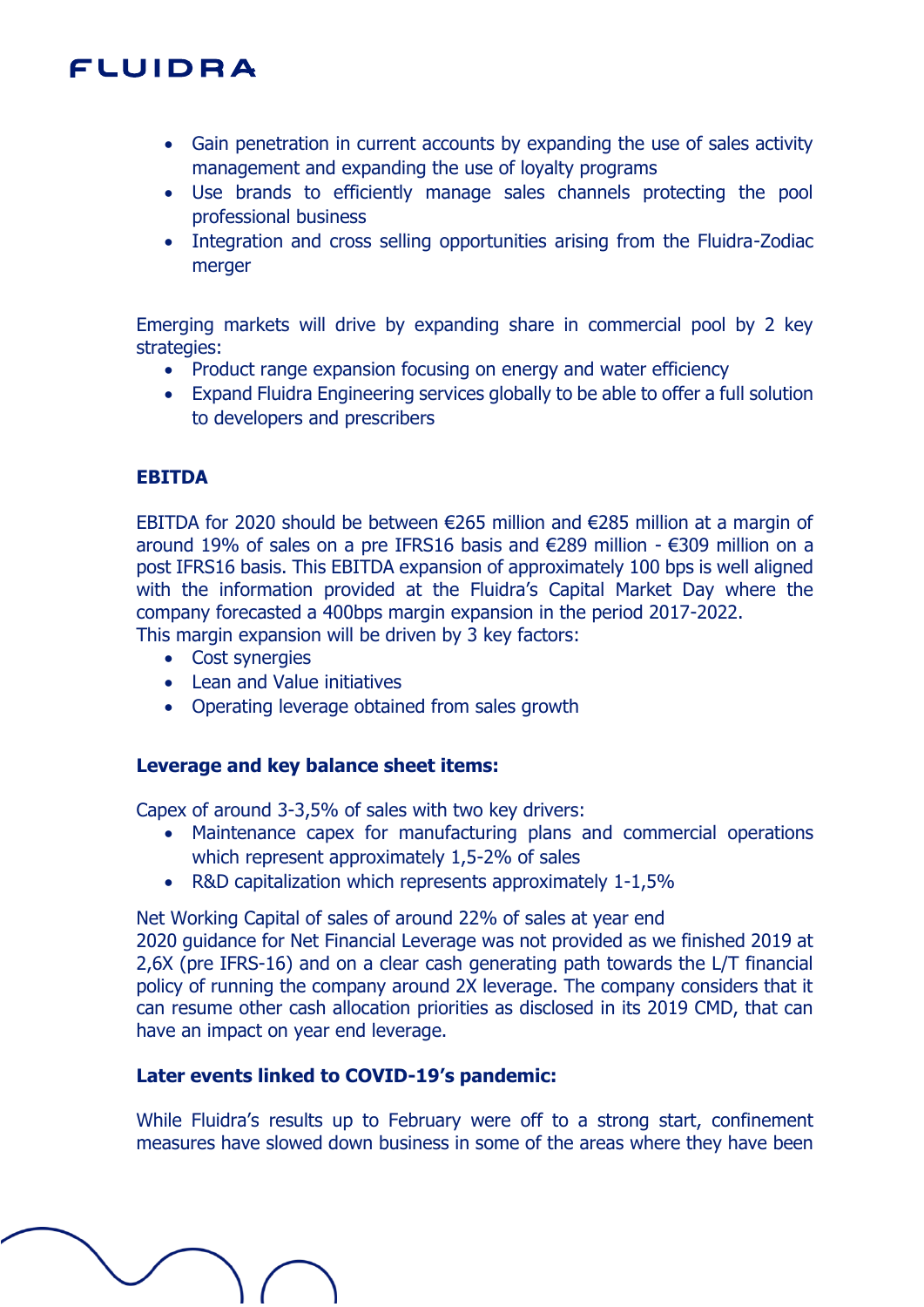- Gain penetration in current accounts by expanding the use of sales activity management and expanding the use of loyalty programs
- Use brands to efficiently manage sales channels protecting the pool professional business
- Integration and cross selling opportunities arising from the Fluidra-Zodiac merger

Emerging markets will drive by expanding share in commercial pool by 2 key strategies:

- Product range expansion focusing on energy and water efficiency
- Expand Fluidra Engineering services globally to be able to offer a full solution to developers and prescribers

**EBITDA**

EBITDA for 2020 should be between €265 million and €285 million at a margin of around 19% of sales on a pre IFRS16 basis and €289 million - €309 million on a post IFRS16 basis. This EBITDA expansion of approximately 100 bps is well aligned with the information provided at the Fluidra's Capital Market Day where the company forecasted a 400bps margin expansion in the period 2017-2022.
This margin expansion will be driven by 3 key factors:

- Cost synergies
- Lean and Value initiatives
- Operating leverage obtained from sales growth

**Leverage and key balance sheet items:**

Capex of around 3-3,5% of sales with two key drivers:

- Maintenance capex for manufacturing plans and commercial operations which represent approximately 1,5-2% of sales
- R&D capitalization which represents approximately 1-1,5%

Net Working Capital of sales of around 22% of sales at year end
2020 guidance for Net Financial Leverage was not provided as we finished 2019 at 2,6X (pre IFRS-16) and on a clear cash generating path towards the L/T financial policy of running the company around 2X leverage. The company considers that it can resume other cash allocation priorities as disclosed in its 2019 CMD, that can have an impact on year end leverage.

**Later events linked to COVID-19's pandemic:**

While Fluidra's results up to February were off to a strong start, confinement measures have slowed down business in some of the areas where they have been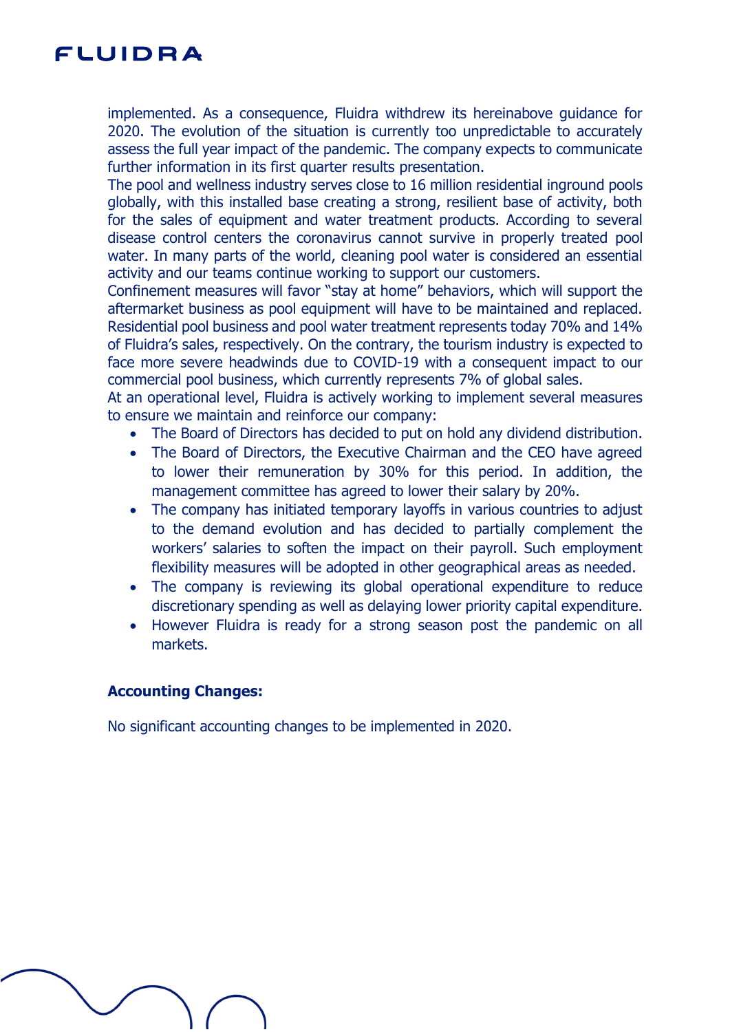implemented. As a consequence, Fluidra withdrew its hereinabove guidance for 2020. The evolution of the situation is currently too unpredictable to accurately assess the full year impact of the pandemic. The company expects to communicate further information in its first quarter results presentation.

The pool and wellness industry serves close to 16 million residential inground pools globally, with this installed base creating a strong, resilient base of activity, both for the sales of equipment and water treatment products. According to several disease control centers the coronavirus cannot survive in properly treated pool water. In many parts of the world, cleaning pool water is considered an essential activity and our teams continue working to support our customers.

Confinement measures will favor "stay at home" behaviors, which will support the aftermarket business as pool equipment will have to be maintained and replaced. Residential pool business and pool water treatment represents today 70% and 14% of Fluidra's sales, respectively. On the contrary, the tourism industry is expected to face more severe headwinds due to COVID-19 with a consequent impact to our commercial pool business, which currently represents 7% of global sales.

At an operational level, Fluidra is actively working to implement several measures to ensure we maintain and reinforce our company:

- The Board of Directors has decided to put on hold any dividend distribution.
- The Board of Directors, the Executive Chairman and the CEO have agreed to lower their remuneration by 30% for this period. In addition, the management committee has agreed to lower their salary by 20%.
- The company has initiated temporary layoffs in various countries to adjust to the demand evolution and has decided to partially complement the workers' salaries to soften the impact on their payroll. Such employment flexibility measures will be adopted in other geographical areas as needed.
- The company is reviewing its global operational expenditure to reduce discretionary spending as well as delaying lower priority capital expenditure.
- However Fluidra is ready for a strong season post the pandemic on all markets.

**Accounting Changes:**

No significant accounting changes to be implemented in 2020.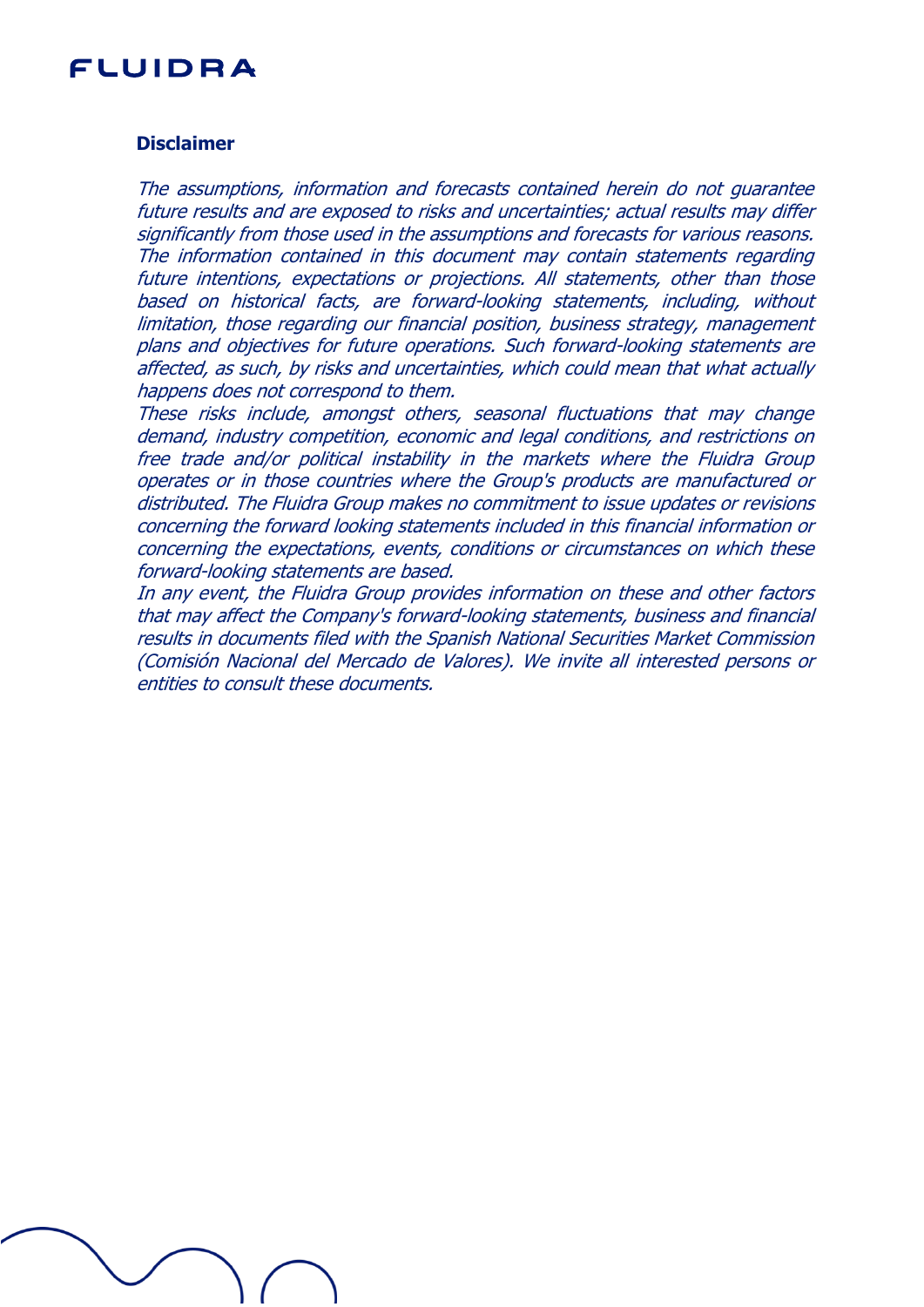**Disclaimer**

*The assumptions, information and forecasts contained herein do not guarantee future results and are exposed to risks and uncertainties; actual results may differ significantly from those used in the assumptions and forecasts for various reasons. The information contained in this document may contain statements regarding future intentions, expectations or projections. All statements, other than those based on historical facts, are forward-looking statements, including, without limitation, those regarding our financial position, business strategy, management plans and objectives for future operations. Such forward-looking statements are affected, as such, by risks and uncertainties, which could mean that what actually happens does not correspond to them.*

*These risks include, amongst others, seasonal fluctuations that may change demand, industry competition, economic and legal conditions, and restrictions on free trade and/or political instability in the markets where the Fluidra Group operates or in those countries where the Group's products are manufactured or distributed. The Fluidra Group makes no commitment to issue updates or revisions concerning the forward looking statements included in this financial information or concerning the expectations, events, conditions or circumstances on which these forward-looking statements are based.*

*In any event, the Fluidra Group provides information on these and other factors that may affect the Company's forward-looking statements, business and financial results in documents filed with the Spanish National Securities Market Commission (Comisión Nacional del Mercado de Valores). We invite all interested persons or entities to consult these documents.*